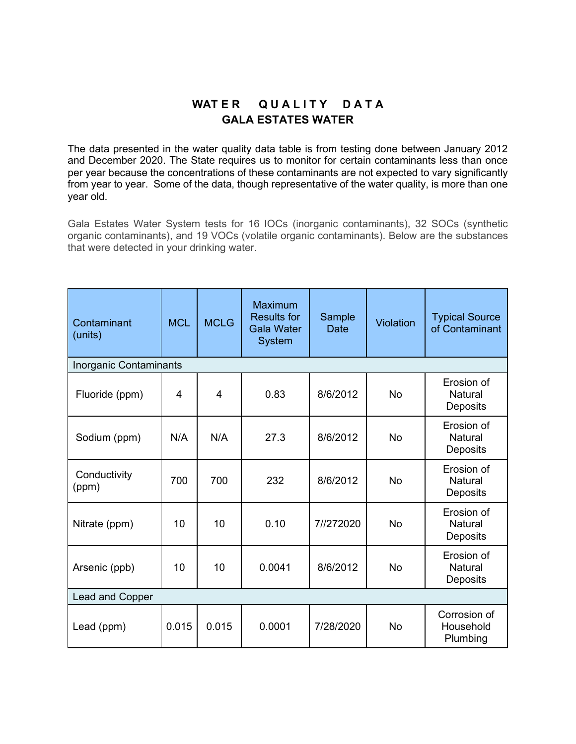# WATER QUALITY DATA
## GALA ESTATES WATER

The data presented in the water quality data table is from testing done between January 2012 and December 2020. The State requires us to monitor for certain contaminants less than once per year because the concentrations of these contaminants are not expected to vary significantly from year to year. Some of the data, though representative of the water quality, is more than one year old.

Gala Estates Water System tests for 16 IOCs (inorganic contaminants), 32 SOCs (synthetic organic contaminants), and 19 VOCs (volatile organic contaminants). Below are the substances that were detected in your drinking water.

| Contaminant (units) | MCL | MCLG | Maximum Results for Gala Water System | Sample Date | Violation | Typical Source of Contaminant |
|---|---|---|---|---|---|---|
| Inorganic Contaminants | | | | | | |
| Fluoride (ppm) | 4 | 4 | 0.83 | 8/6/2012 | No | Erosion of Natural Deposits |
| Sodium (ppm) | N/A | N/A | 27.3 | 8/6/2012 | No | Erosion of Natural Deposits |
| Conductivity (ppm) | 700 | 700 | 232 | 8/6/2012 | No | Erosion of Natural Deposits |
| Nitrate (ppm) | 10 | 10 | 0.10 | 7//272020 | No | Erosion of Natural Deposits |
| Arsenic (ppb) | 10 | 10 | 0.0041 | 8/6/2012 | No | Erosion of Natural Deposits |
| Lead and Copper | | | | | | |
| Lead (ppm) | 0.015 | 0.015 | 0.0001 | 7/28/2020 | No | Corrosion of Household Plumbing |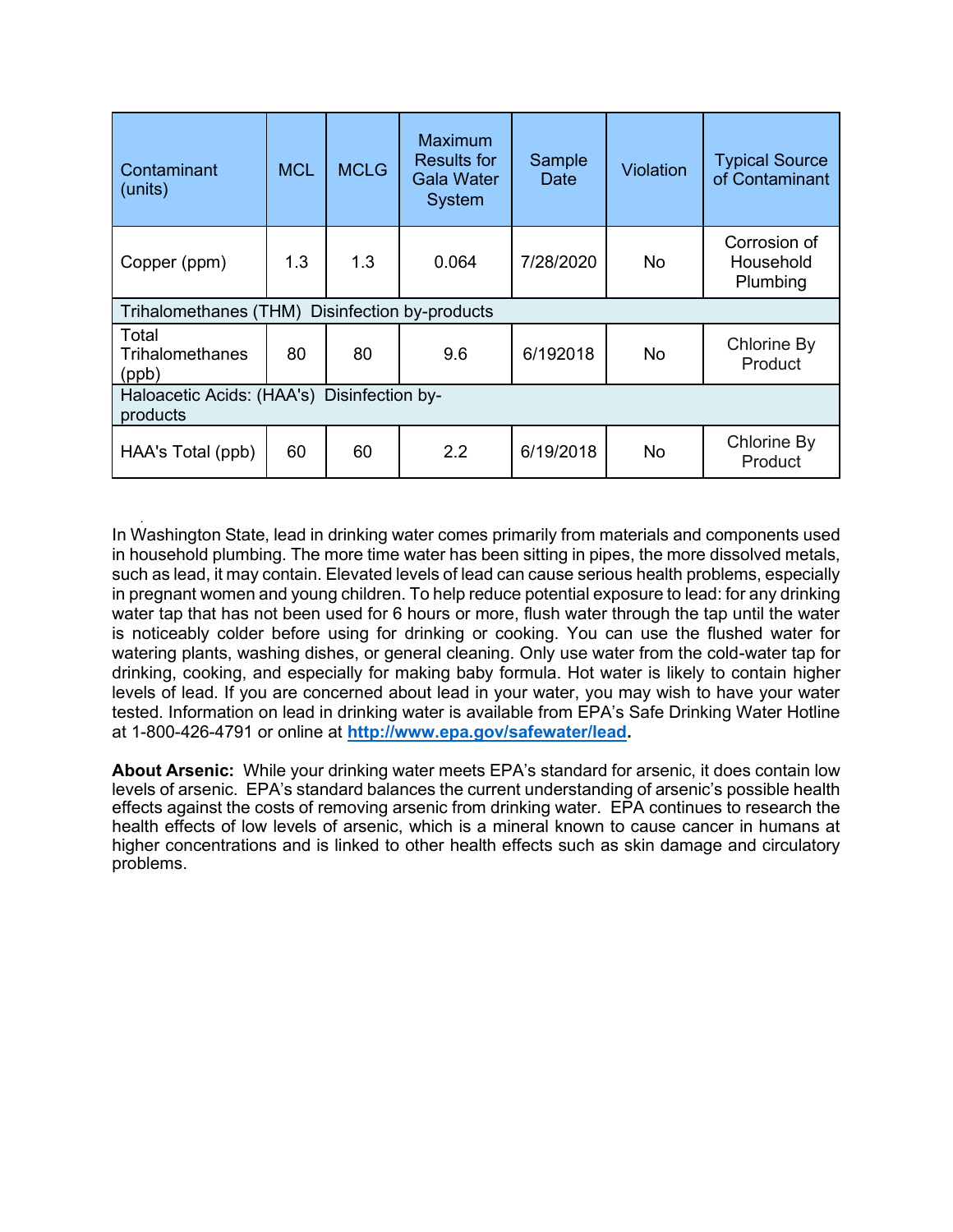| Contaminant (units) | MCL | MCLG | Maximum Results for Gala Water System | Sample Date | Violation | Typical Source of Contaminant |
|---|---|---|---|---|---|---|
| Copper (ppm) | 1.3 | 1.3 | 0.064 | 7/28/2020 | No | Corrosion of Household Plumbing |
| Trihalomethanes (THM) Disinfection by-products | | | | | | |
| Total Trihalomethanes (ppb) | 80 | 80 | 9.6 | 6/192018 | No | Chlorine By Product |
| Haloacetic Acids: (HAA's) Disinfection by-products | | | | | | |
| HAA's Total (ppb) | 60 | 60 | 2.2 | 6/19/2018 | No | Chlorine By Product |

In Washington State, lead in drinking water comes primarily from materials and components used in household plumbing. The more time water has been sitting in pipes, the more dissolved metals, such as lead, it may contain. Elevated levels of lead can cause serious health problems, especially in pregnant women and young children. To help reduce potential exposure to lead: for any drinking water tap that has not been used for 6 hours or more, flush water through the tap until the water is noticeably colder before using for drinking or cooking. You can use the flushed water for watering plants, washing dishes, or general cleaning. Only use water from the cold-water tap for drinking, cooking, and especially for making baby formula. Hot water is likely to contain higher levels of lead. If you are concerned about lead in your water, you may wish to have your water tested. Information on lead in drinking water is available from EPA's Safe Drinking Water Hotline at 1-800-426-4791 or online at **http://www.epa.gov/safewater/lead**.

**About Arsenic:** While your drinking water meets EPA's standard for arsenic, it does contain low levels of arsenic. EPA's standard balances the current understanding of arsenic's possible health effects against the costs of removing arsenic from drinking water. EPA continues to research the health effects of low levels of arsenic, which is a mineral known to cause cancer in humans at higher concentrations and is linked to other health effects such as skin damage and circulatory problems.